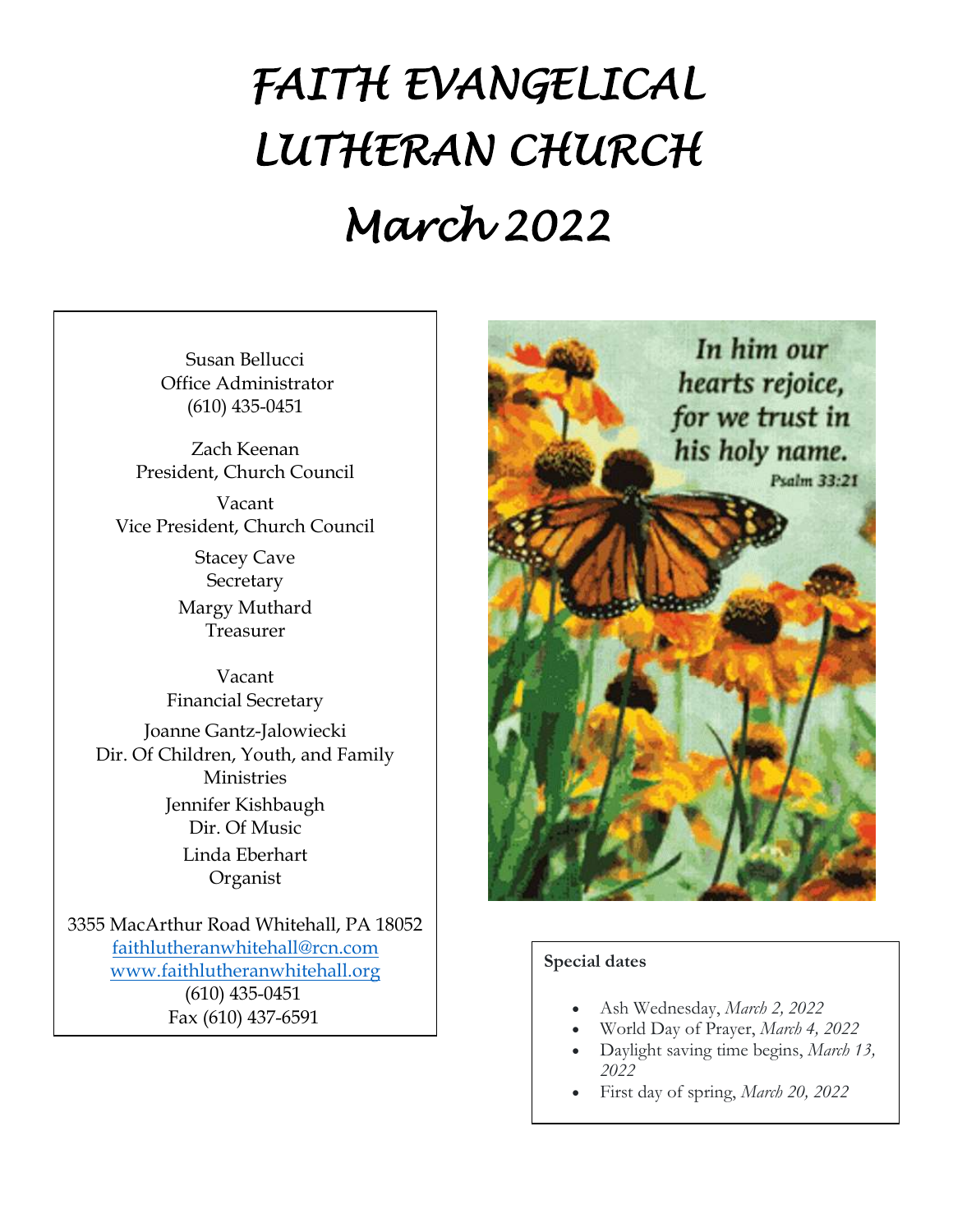# FAITH EVANGELICAL LUTHERAN CHURCH

# March 2022

Susan Bellucci
Office Administrator
(610) 435-0451

Zach Keenan
President, Church Council

Vacant
Vice President, Church Council

Stacey Cave
Secretary

Margy Muthard
Treasurer

Vacant
Financial Secretary

Joanne Gantz-Jalowiecki
Dir. Of Children, Youth, and Family Ministries

Jennifer Kishbaugh
Dir. Of Music

Linda Eberhart
Organist

3355 MacArthur Road Whitehall, PA 18052
faithlutheranwhitehall@rcn.com
www.faithlutheranwhitehall.org
(610) 435-0451
Fax (610) 437-6591

In him our hearts rejoice, for we trust in his holy name.
Psalm 33:21

**Special dates**

- Ash Wednesday, *March 2, 2022*
- World Day of Prayer, *March 4, 2022*
- Daylight saving time begins, *March 13, 2022*
- First day of spring, *March 20, 2022*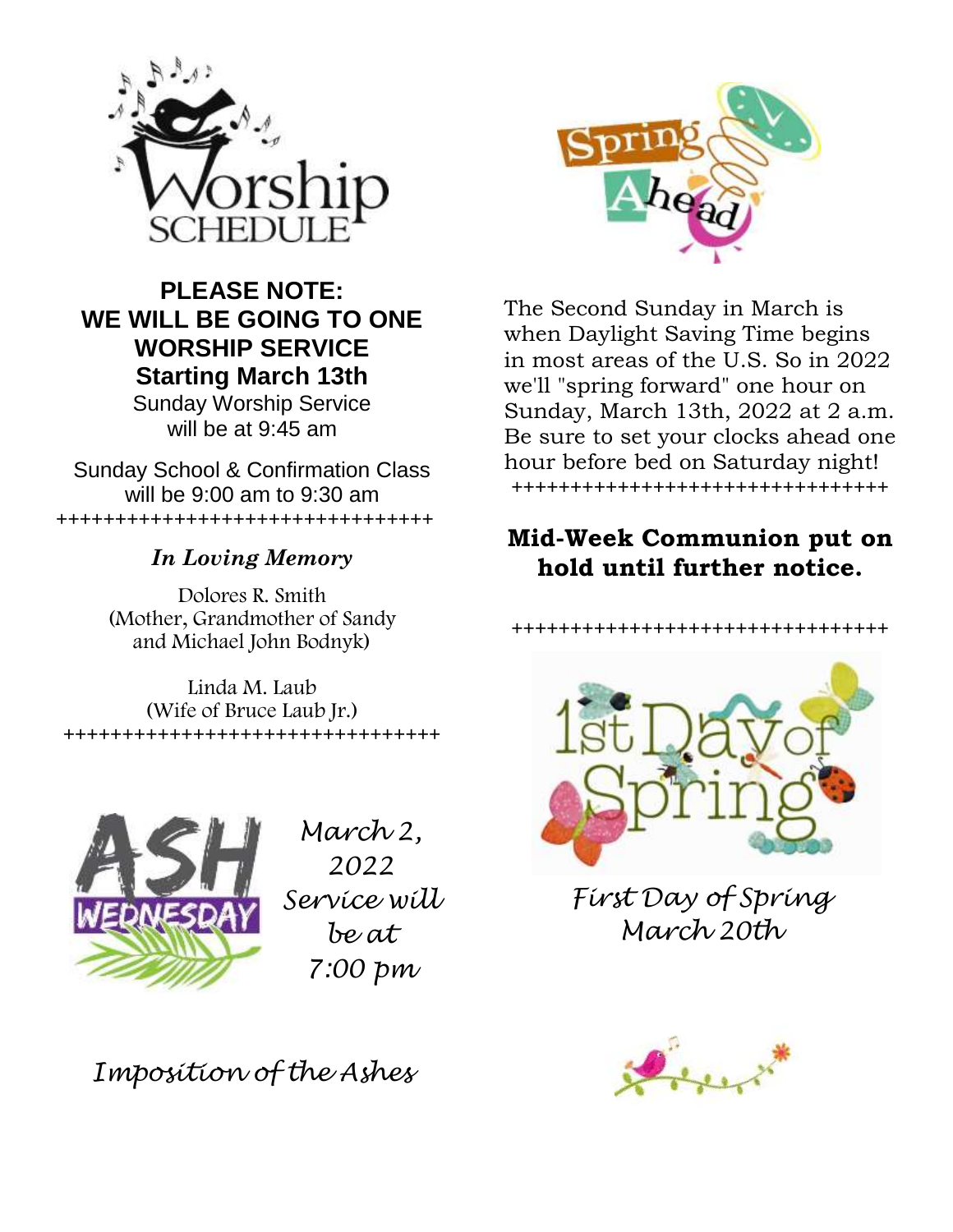# Worship Schedule

**PLEASE NOTE:**
**WE WILL BE GOING TO ONE WORSHIP SERVICE**
**Starting March 13th**

Sunday Worship Service will be at 9:45 am

Sunday School & Confirmation Class will be 9:00 am to 9:30 am

+++++++++++++++++++++++++++++++++

***In Loving Memory***

Dolores R. Smith
(Mother, Grandmother of Sandy and Michael John Bodnyk)

Linda M. Laub
(Wife of Bruce Laub Jr.)

+++++++++++++++++++++++++++++++++

**Ash Wednesday**

*March 2, 2022*
*Service will be at 7:00 pm*

*Imposition of the Ashes*

**Spring Ahead**

The Second Sunday in March is when Daylight Saving Time begins in most areas of the U.S. So in 2022 we'll "spring forward" one hour on Sunday, March 13th, 2022 at 2 a.m. Be sure to set your clocks ahead one hour before bed on Saturday night!

+++++++++++++++++++++++++++++++++

**Mid-Week Communion put on hold until further notice.**

+++++++++++++++++++++++++++++++++

**1st Day of Spring**

*First Day of Spring*
*March 20th*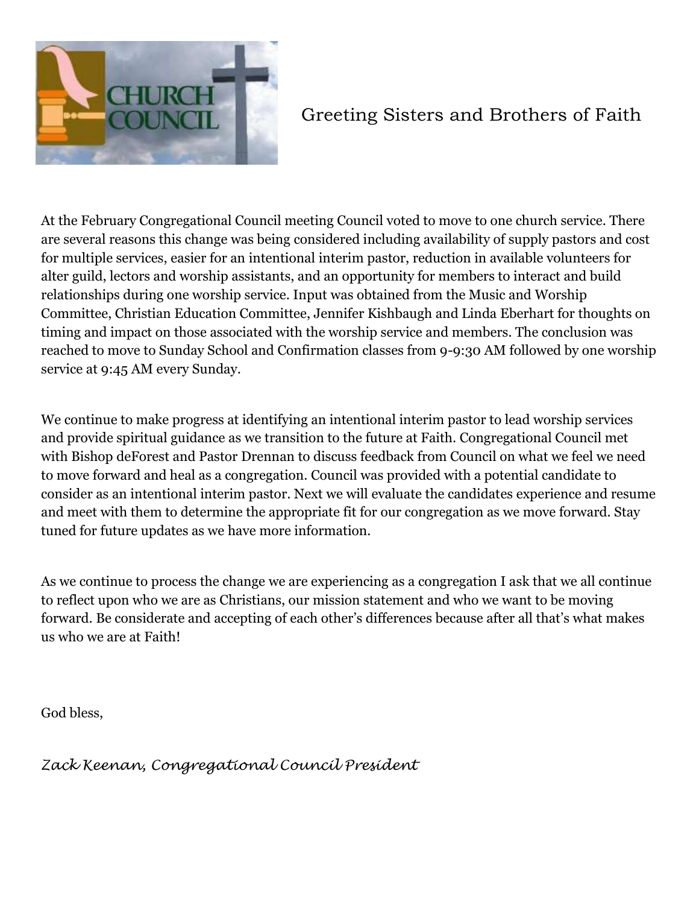## Greeting Sisters and Brothers of Faith

At the February Congregational Council meeting Council voted to move to one church service. There are several reasons this change was being considered including availability of supply pastors and cost for multiple services, easier for an intentional interim pastor, reduction in available volunteers for alter guild, lectors and worship assistants, and an opportunity for members to interact and build relationships during one worship service. Input was obtained from the Music and Worship Committee, Christian Education Committee, Jennifer Kishbaugh and Linda Eberhart for thoughts on timing and impact on those associated with the worship service and members. The conclusion was reached to move to Sunday School and Confirmation classes from 9-9:30 AM followed by one worship service at 9:45 AM every Sunday.

We continue to make progress at identifying an intentional interim pastor to lead worship services and provide spiritual guidance as we transition to the future at Faith. Congregational Council met with Bishop deForest and Pastor Drennan to discuss feedback from Council on what we feel we need to move forward and heal as a congregation. Council was provided with a potential candidate to consider as an intentional interim pastor. Next we will evaluate the candidates experience and resume and meet with them to determine the appropriate fit for our congregation as we move forward. Stay tuned for future updates as we have more information.

As we continue to process the change we are experiencing as a congregation I ask that we all continue to reflect upon who we are as Christians, our mission statement and who we want to be moving forward. Be considerate and accepting of each other's differences because after all that's what makes us who we are at Faith!

God bless,

*Zack Keenan, Congregational Council President*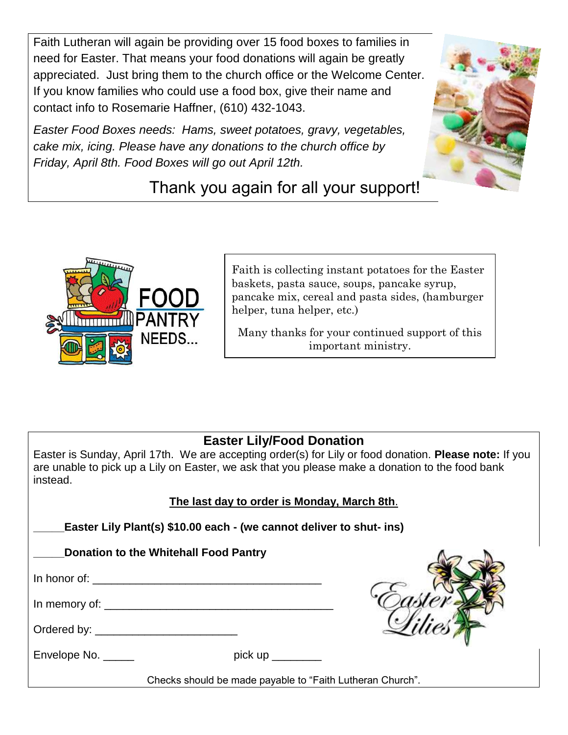Faith Lutheran will again be providing over 15 food boxes to families in need for Easter. That means your food donations will again be greatly appreciated. Just bring them to the church office or the Welcome Center. If you know families who could use a food box, give their name and contact info to Rosemarie Haffner, (610) 432-1043.

*Easter Food Boxes needs: Hams, sweet potatoes, gravy, vegetables, cake mix, icing. Please have any donations to the church office by Friday, April 8th. Food Boxes will go out April 12th.*

Thank you again for all your support!

FOOD PANTRY NEEDS...

Faith is collecting instant potatoes for the Easter baskets, pasta sauce, soups, pancake syrup, pancake mix, cereal and pasta sides, (hamburger helper, tuna helper, etc.)

Many thanks for your continued support of this important ministry.

## Easter Lily/Food Donation

Easter is Sunday, April 17th. We are accepting order(s) for Lily or food donation. **Please note:** If you are unable to pick up a Lily on Easter, we ask that you please make a donation to the food bank instead.

**The last day to order is Monday, March 8th**.

_____**Easter Lily Plant(s) $10.00 each - (we cannot deliver to shut- ins)**

_____**Donation to the Whitehall Food Pantry**

In honor of: ______________________________________

In memory of: ______________________________________

Ordered by: _______________________

Envelope No. _____ pick up ________

Checks should be made payable to "Faith Lutheran Church".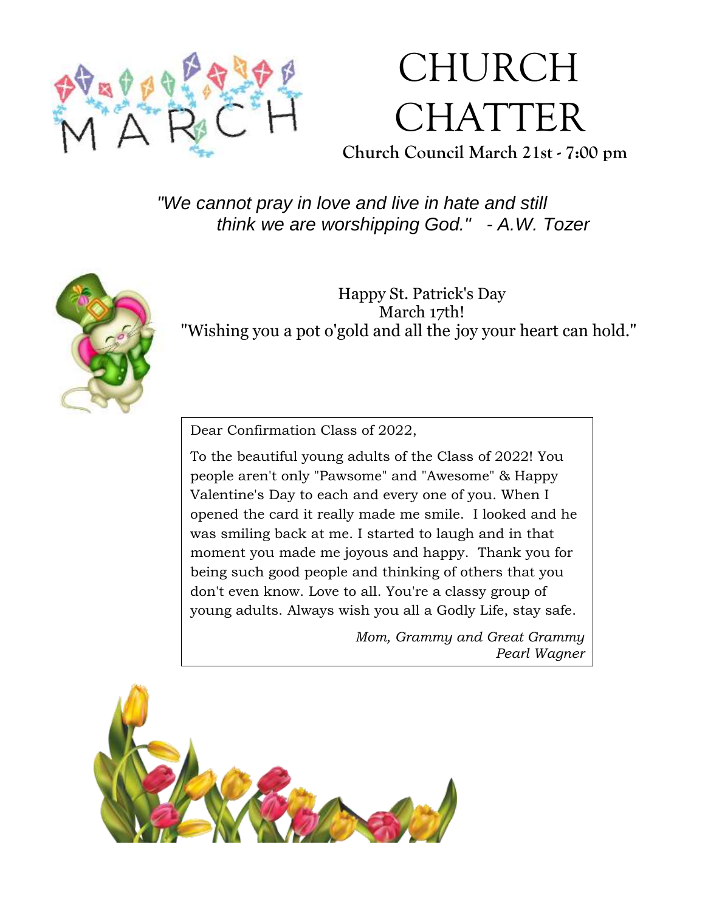# CHURCH CHATTER

**Church Council March 21st - 7:00 pm**

*"We cannot pray in love and live in hate and still think we are worshipping God." - A.W. Tozer*

Happy St. Patrick's Day
March 17th!
"Wishing you a pot o'gold and all the joy your heart can hold."

Dear Confirmation Class of 2022,

To the beautiful young adults of the Class of 2022! You people aren't only "Pawsome" and "Awesome" & Happy Valentine's Day to each and every one of you. When I opened the card it really made me smile. I looked and he was smiling back at me. I started to laugh and in that moment you made me joyous and happy. Thank you for being such good people and thinking of others that you don't even know. Love to all. You're a classy group of young adults. Always wish you all a Godly Life, stay safe.

*Mom, Grammy and Great Grammy*
*Pearl Wagner*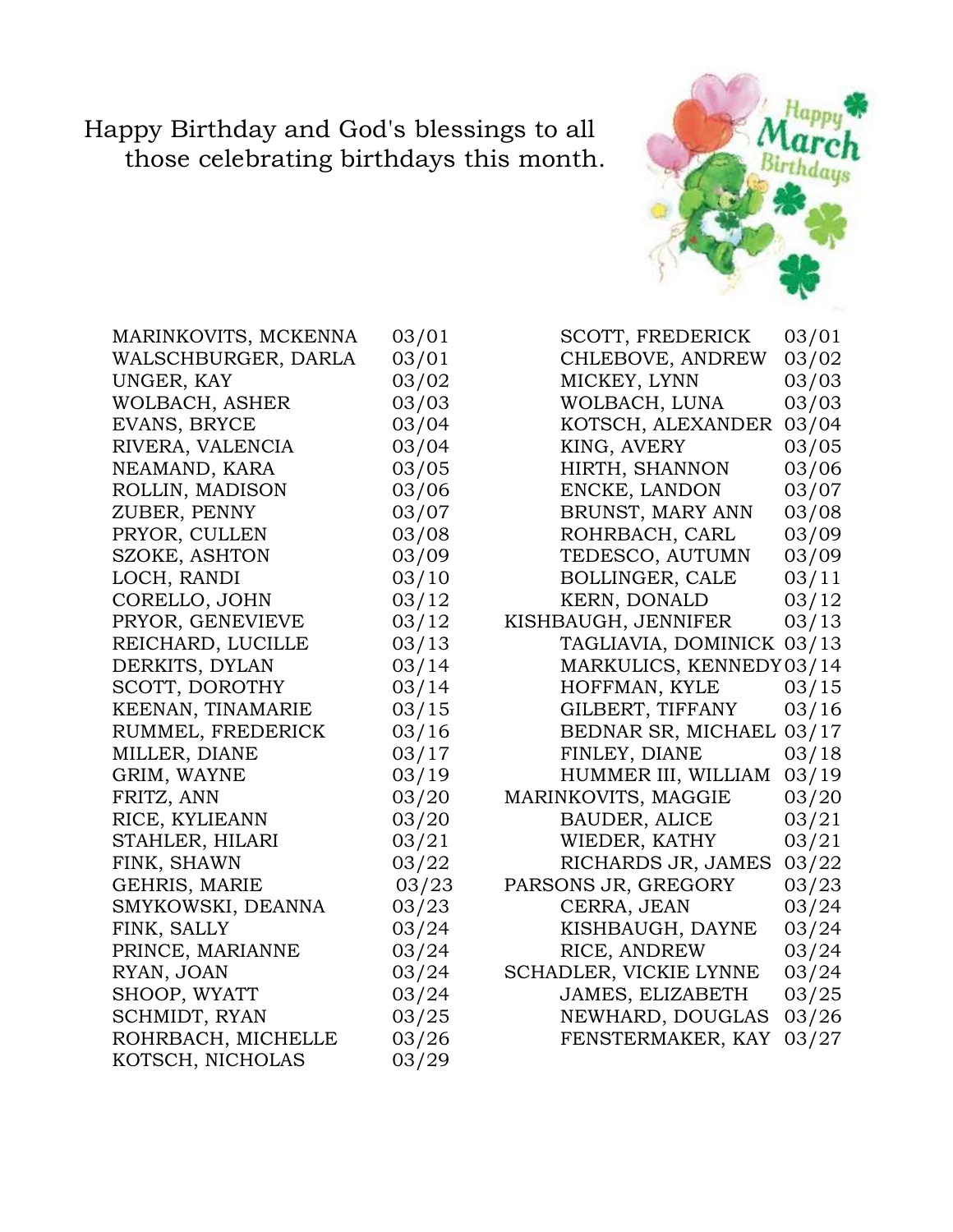Happy Birthday and God's blessings to all those celebrating birthdays this month.

| Name | Date |
|---|---|
| MARINKOVITS, MCKENNA | 03/01 |
| WALSCHBURGER, DARLA | 03/01 |
| UNGER, KAY | 03/02 |
| WOLBACH, ASHER | 03/03 |
| EVANS, BRYCE | 03/04 |
| RIVERA, VALENCIA | 03/04 |
| NEAMAND, KARA | 03/05 |
| ROLLIN, MADISON | 03/06 |
| ZUBER, PENNY | 03/07 |
| PRYOR, CULLEN | 03/08 |
| SZOKE, ASHTON | 03/09 |
| LOCH, RANDI | 03/10 |
| CORELLO, JOHN | 03/12 |
| PRYOR, GENEVIEVE | 03/12 |
| REICHARD, LUCILLE | 03/13 |
| DERKITS, DYLAN | 03/14 |
| SCOTT, DOROTHY | 03/14 |
| KEENAN, TINAMARIE | 03/15 |
| RUMMEL, FREDERICK | 03/16 |
| MILLER, DIANE | 03/17 |
| GRIM, WAYNE | 03/19 |
| FRITZ, ANN | 03/20 |
| RICE, KYLIEANN | 03/20 |
| STAHLER, HILARI | 03/21 |
| FINK, SHAWN | 03/22 |
| GEHRIS, MARIE | 03/23 |
| SMYKOWSKI, DEANNA | 03/23 |
| FINK, SALLY | 03/24 |
| PRINCE, MARIANNE | 03/24 |
| RYAN, JOAN | 03/24 |
| SHOOP, WYATT | 03/24 |
| SCHMIDT, RYAN | 03/25 |
| ROHRBACH, MICHELLE | 03/26 |
| KOTSCH, NICHOLAS | 03/29 |
| SCOTT, FREDERICK | 03/01 |
| CHLEBOVE, ANDREW | 03/02 |
| MICKEY, LYNN | 03/03 |
| WOLBACH, LUNA | 03/03 |
| KOTSCH, ALEXANDER | 03/04 |
| KING, AVERY | 03/05 |
| HIRTH, SHANNON | 03/06 |
| ENCKE, LANDON | 03/07 |
| BRUNST, MARY ANN | 03/08 |
| ROHRBACH, CARL | 03/09 |
| TEDESCO, AUTUMN | 03/09 |
| BOLLINGER, CALE | 03/11 |
| KERN, DONALD | 03/12 |
| KISHBAUGH, JENNIFER | 03/13 |
| TAGLIAVIA, DOMINICK | 03/13 |
| MARKULICS, KENNEDY | 03/14 |
| HOFFMAN, KYLE | 03/15 |
| GILBERT, TIFFANY | 03/16 |
| BEDNAR SR, MICHAEL | 03/17 |
| FINLEY, DIANE | 03/18 |
| HUMMER III, WILLIAM | 03/19 |
| MARINKOVITS, MAGGIE | 03/20 |
| BAUDER, ALICE | 03/21 |
| WIEDER, KATHY | 03/21 |
| RICHARDS JR, JAMES | 03/22 |
| PARSONS JR, GREGORY | 03/23 |
| CERRA, JEAN | 03/24 |
| KISHBAUGH, DAYNE | 03/24 |
| RICE, ANDREW | 03/24 |
| SCHADLER, VICKIE LYNNE | 03/24 |
| JAMES, ELIZABETH | 03/25 |
| NEWHARD, DOUGLAS | 03/26 |
| FENSTERMAKER, KAY | 03/27 |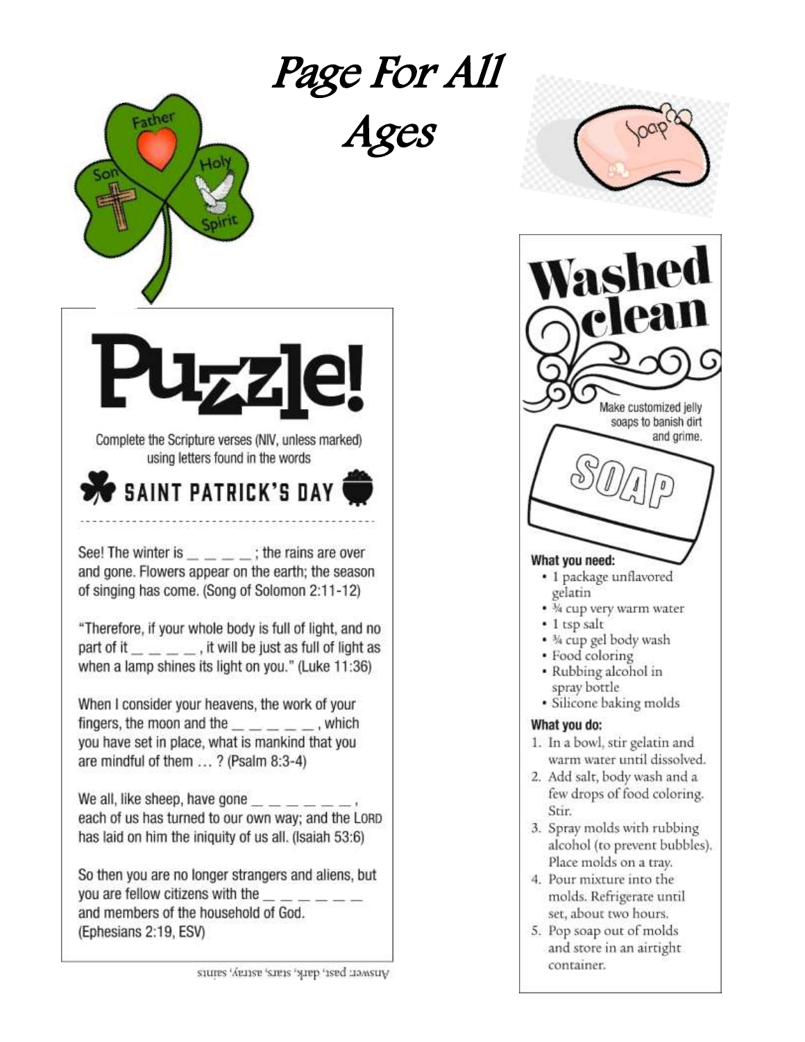# Page For All Ages

## Puzzle!

Complete the Scripture verses (NIV, unless marked) using letters found in the words

**SAINT PATRICK'S DAY**

---

See! The winter is _ _ _ _ ; the rains are over and gone. Flowers appear on the earth; the season of singing has come. (Song of Solomon 2:11-12)

"Therefore, if your whole body is full of light, and no part of it _ _ _ _ , it will be just as full of light as when a lamp shines its light on you." (Luke 11:36)

When I consider your heavens, the work of your fingers, the moon and the _ _ _ _ _ , which you have set in place, what is mankind that you are mindful of them … ? (Psalm 8:3-4)

We all, like sheep, have gone _ _ _ _ _ _ , each of us has turned to our own way; and the LORD has laid on him the iniquity of us all. (Isaiah 53:6)

So then you are no longer strangers and aliens, but you are fellow citizens with the _ _ _ _ _ _ and members of the household of God. (Ephesians 2:19, ESV)

Answer: past, dark, stars, astray, saints

## Washed clean

Make customized jelly soaps to banish dirt and grime.

**What you need:**

- 1 package unflavored gelatin
- ¾ cup very warm water
- 1 tsp salt
- ¾ cup gel body wash
- Food coloring
- Rubbing alcohol in spray bottle
- Silicone baking molds

**What you do:**

1. In a bowl, stir gelatin and warm water until dissolved.
2. Add salt, body wash and a few drops of food coloring. Stir.
3. Spray molds with rubbing alcohol (to prevent bubbles). Place molds on a tray.
4. Pour mixture into the molds. Refrigerate until set, about two hours.
5. Pop soap out of molds and store in an airtight container.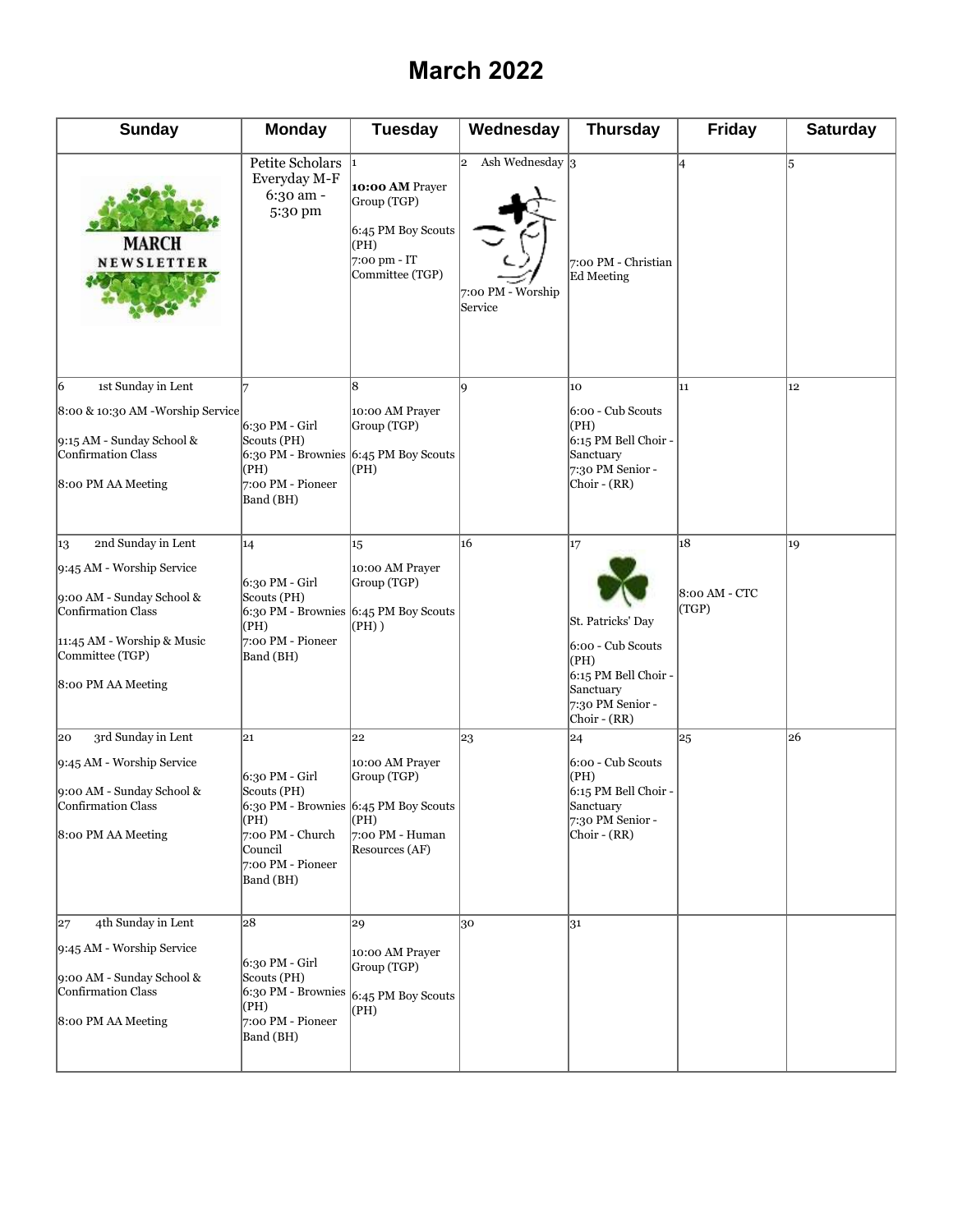# March 2022

| Sunday | Monday | Tuesday | Wednesday | Thursday | Friday | Saturday |
|---|---|---|---|---|---|---|
| MARCH NEWSLETTER | Petite Scholars Everyday M-F 6:30 am - 5:30 pm | 1<br>**10:00 AM** Prayer Group (TGP)<br>6:45 PM Boy Scouts (PH)<br>7:00 pm - IT Committee (TGP) | 2 Ash Wednesday<br>7:00 PM - Worship Service | 3<br>7:00 PM - Christian Ed Meeting | 4 | 5 |
| 6 1st Sunday in Lent<br>8:00 & 10:30 AM -Worship Service<br>9:15 AM - Sunday School & Confirmation Class<br>8:00 PM AA Meeting | 7<br>6:30 PM - Girl Scouts (PH)<br>6:30 PM - Brownies (PH)<br>7:00 PM - Pioneer Band (BH) | 8<br>10:00 AM Prayer Group (TGP)<br>6:45 PM Boy Scouts (PH) | 9 | 10<br>6:00 - Cub Scouts (PH)<br>6:15 PM Bell Choir - Sanctuary<br>7:30 PM Senior - Choir - (RR) | 11 | 12 |
| 13 2nd Sunday in Lent<br>9:45 AM - Worship Service<br>9:00 AM - Sunday School & Confirmation Class<br>11:45 AM - Worship & Music Committee (TGP)<br>8:00 PM AA Meeting | 14<br>6:30 PM - Girl Scouts (PH)<br>6:30 PM - Brownies (PH)<br>7:00 PM - Pioneer Band (BH) | 15<br>10:00 AM Prayer Group (TGP)<br>6:45 PM Boy Scouts (PH) ) | 16 | 17<br>St. Patricks' Day<br>6:00 - Cub Scouts (PH)<br>6:15 PM Bell Choir - Sanctuary<br>7:30 PM Senior - Choir - (RR) | 18<br>8:00 AM - CTC (TGP) | 19 |
| 20 3rd Sunday in Lent<br>9:45 AM - Worship Service<br>9:00 AM - Sunday School & Confirmation Class<br>8:00 PM AA Meeting | 21<br>6:30 PM - Girl Scouts (PH)<br>6:30 PM - Brownies (PH)<br>7:00 PM - Church Council<br>7:00 PM - Pioneer Band (BH) | 22<br>10:00 AM Prayer Group (TGP)<br>6:45 PM Boy Scouts (PH)<br>7:00 PM - Human Resources (AF) | 23 | 24<br>6:00 - Cub Scouts (PH)<br>6:15 PM Bell Choir - Sanctuary<br>7:30 PM Senior - Choir - (RR) | 25 | 26 |
| 27 4th Sunday in Lent<br>9:45 AM - Worship Service<br>9:00 AM - Sunday School & Confirmation Class<br>8:00 PM AA Meeting | 28<br>6:30 PM - Girl Scouts (PH)<br>6:30 PM - Brownies (PH)<br>7:00 PM - Pioneer Band (BH) | 29<br>10:00 AM Prayer Group (TGP)<br>6:45 PM Boy Scouts (PH) | 30 | 31 | | |